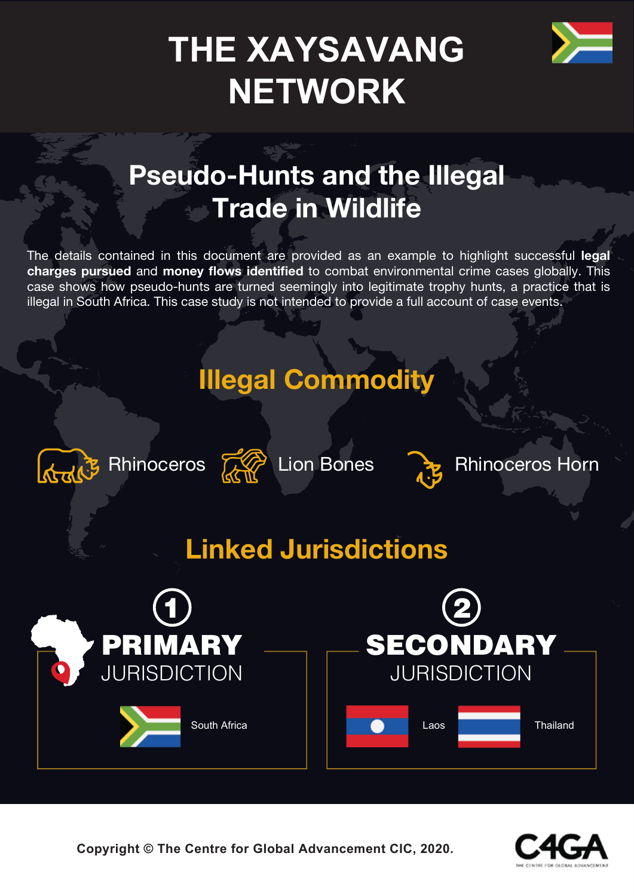# THE XAYSAVANG NETWORK

## Pseudo-Hunts and the Illegal Trade in Wildlife

The details contained in this document are provided as an example to highlight successful **legal charges pursued** and **money flows identified** to combat environmental crime cases globally. This case shows how pseudo-hunts are turned seemingly into legitimate trophy hunts, a practice that is illegal in South Africa. This case study is not intended to provide a full account of case events.

## Illegal Commodity

- Rhinoceros
- Lion Bones
- Rhinoceros Horn

## Linked Jurisdictions

### 1 PRIMARY JURISDICTION

- South Africa

### 2 SECONDARY JURISDICTION

- Laos
- Thailand

Copyright © The Centre for Global Advancement CIC, 2020.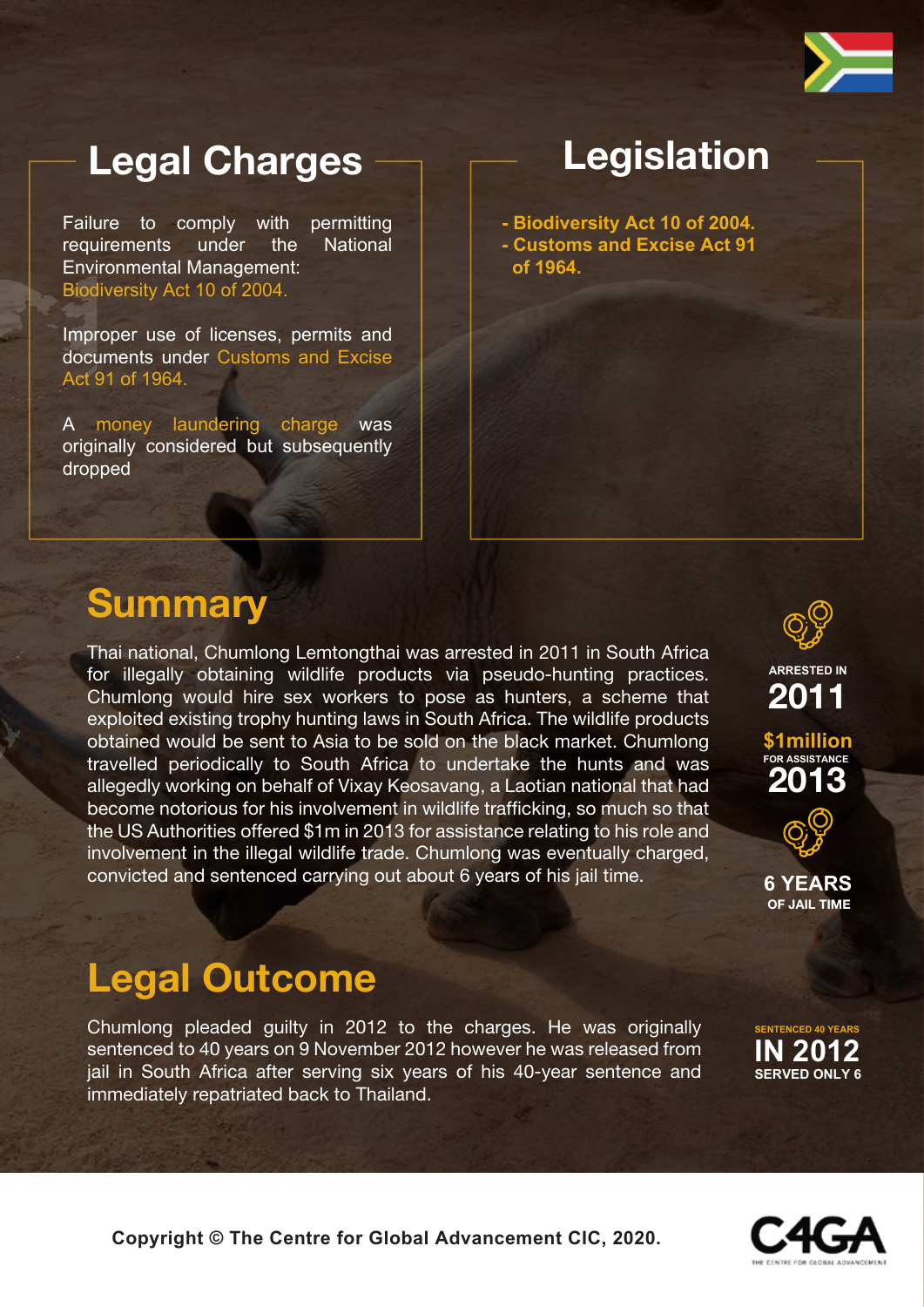## Legal Charges

Failure to comply with permitting requirements under the National Environmental Management: Biodiversity Act 10 of 2004.

Improper use of licenses, permits and documents under Customs and Excise Act 91 of 1964.

A money laundering charge was originally considered but subsequently dropped

## Legislation

- **Biodiversity Act 10 of 2004.**
- **Customs and Excise Act 91 of 1964.**

## Summary

Thai national, Chumlong Lemtongthai was arrested in 2011 in South Africa for illegally obtaining wildlife products via pseudo-hunting practices. Chumlong would hire sex workers to pose as hunters, a scheme that exploited existing trophy hunting laws in South Africa. The wildlife products obtained would be sent to Asia to be sold on the black market. Chumlong travelled periodically to South Africa to undertake the hunts and was allegedly working on behalf of Vixay Keosavang, a Laotian national that had become notorious for his involvement in wildlife trafficking, so much so that the US Authorities offered $1m in 2013 for assistance relating to his role and involvement in the illegal wildlife trade. Chumlong was eventually charged, convicted and sentenced carrying out about 6 years of his jail time.

**ARRESTED IN 2011**

**$1million FOR ASSISTANCE 2013**

**6 YEARS OF JAIL TIME**

## Legal Outcome

Chumlong pleaded guilty in 2012 to the charges. He was originally sentenced to 40 years on 9 November 2012 however he was released from jail in South Africa after serving six years of his 40-year sentence and immediately repatriated back to Thailand.

**SENTENCED 40 YEARS IN 2012 SERVED ONLY 6**

**Copyright © The Centre for Global Advancement CIC, 2020.**

C4GA THE CENTRE FOR GLOBAL ADVANCEMENT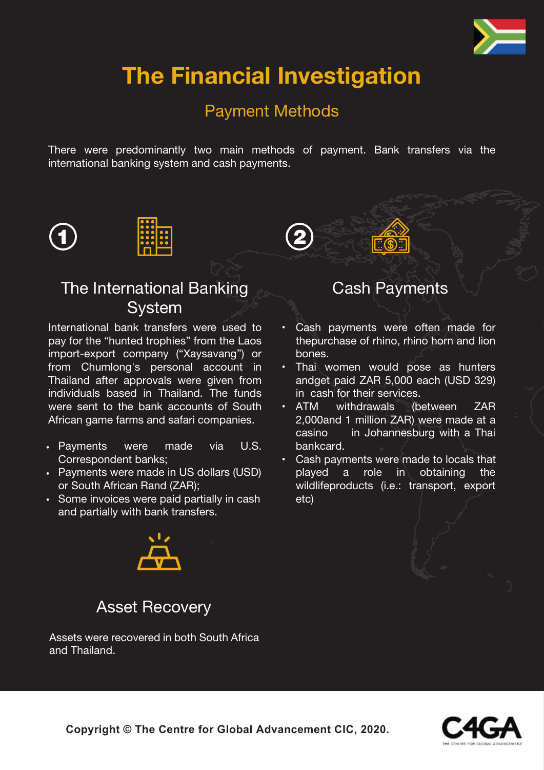# The Financial Investigation

## Payment Methods

There were predominantly two main methods of payment. Bank transfers via the international banking system and cash payments.

### 1. The International Banking System

International bank transfers were used to pay for the "hunted trophies" from the Laos import-export company ("Xaysavang") or from Chumlong's personal account in Thailand after approvals were given from individuals based in Thailand. The funds were sent to the bank accounts of South African game farms and safari companies.

- Payments were made via U.S. Correspondent banks;
- Payments were made in US dollars (USD) or South African Rand (ZAR);
- Some invoices were paid partially in cash and partially with bank transfers.

### 2. Cash Payments

- Cash payments were often made for thepurchase of rhino, rhino horn and lion bones.
- Thai women would pose as hunters andget paid ZAR 5,000 each (USD 329) in cash for their services.
- ATM withdrawals (between ZAR 2,000and 1 million ZAR) were made at a casino in Johannesburg with a Thai bankcard.
- Cash payments were made to locals that played a role in obtaining the wildlifeproducts (i.e.: transport, export etc)

### Asset Recovery

Assets were recovered in both South Africa and Thailand.

Copyright © The Centre for Global Advancement CIC, 2020.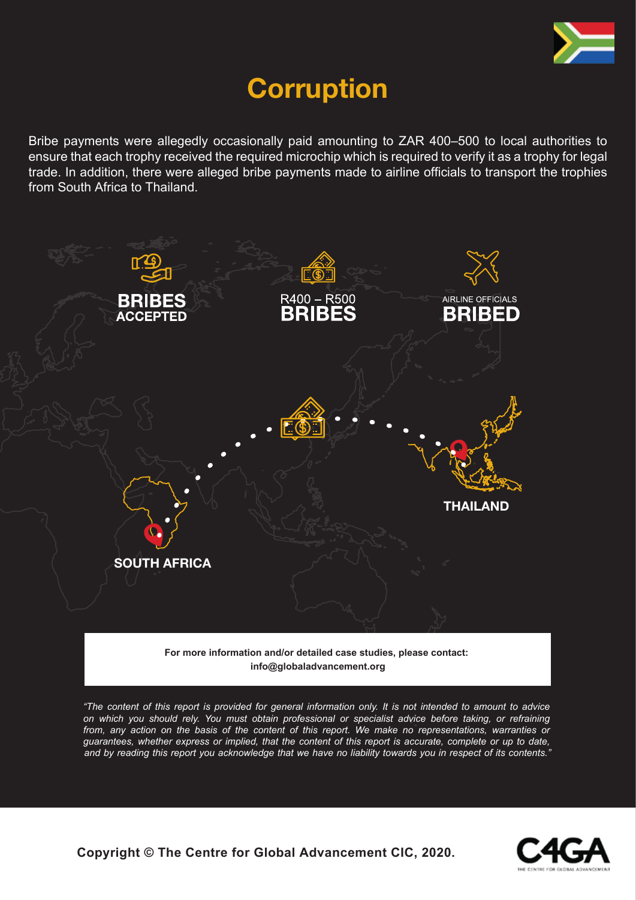# Corruption

Bribe payments were allegedly occasionally paid amounting to ZAR 400–500 to local authorities to ensure that each trophy received the required microchip which is required to verify it as a trophy for legal trade. In addition, there were alleged bribe payments made to airline officials to transport the trophies from South Africa to Thailand.

**BRIBES ACCEPTED**

R400 – R500
**BRIBES**

AIRLINE OFFICIALS
**BRIBED**

THAILAND

SOUTH AFRICA

**For more information and/or detailed case studies, please contact:**
**info@globaladvancement.org**

*"The content of this report is provided for general information only. It is not intended to amount to advice on which you should rely. You must obtain professional or specialist advice before taking, or refraining from, any action on the basis of the content of this report. We make no representations, warranties or guarantees, whether express or implied, that the content of this report is accurate, complete or up to date, and by reading this report you acknowledge that we have no liability towards you in respect of its contents."*

**Copyright © The Centre for Global Advancement CIC, 2020.**